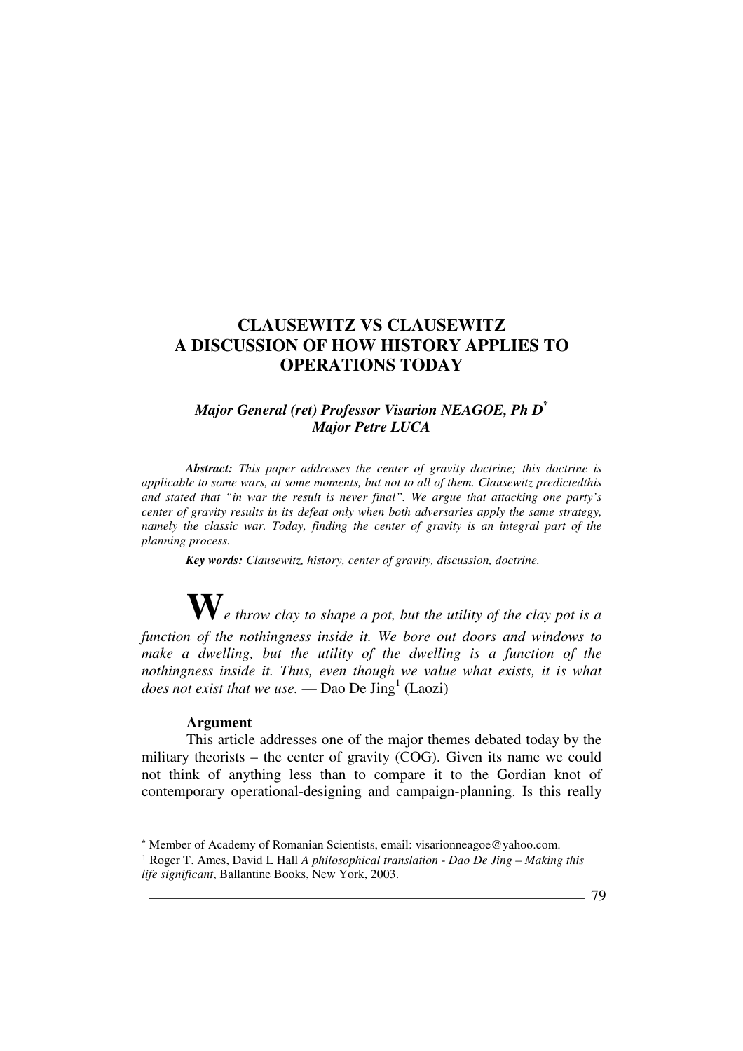# CLAUSEWITZ VS CLAUSEWITZ
# A DISCUSSION OF HOW HISTORY APPLIES TO OPERATIONS TODAY

***Major General (ret) Professor Visarion NEAGOE, Ph D*** [*]
***Major Petre LUCA***

***Abstract:*** *This paper addresses the center of gravity doctrine; this doctrine is applicable to some wars, at some moments, but not to all of them. Clausewitz predictedthis and stated that "in war the result is never final". We argue that attacking one party's center of gravity results in its defeat only when both adversaries apply the same strategy, namely the classic war. Today, finding the center of gravity is an integral part of the planning process.*

***Key words:*** *Clausewitz, history, center of gravity, discussion, doctrine.*

***We throw clay to shape a pot, but the utility of the clay pot is a function of the nothingness inside it. We bore out doors and windows to make a dwelling, but the utility of the dwelling is a function of the nothingness inside it. Thus, even though we value what exists, it is what does not exist that we use.*** — Dao De Jing[1] (Laozi)

**Argument**

This article addresses one of the major themes debated today by the military theorists – the center of gravity (COG). Given its name we could not think of anything less than to compare it to the Gordian knot of contemporary operational-designing and campaign-planning. Is this really

---

[*] Member of Academy of Romanian Scientists, email: visarionneagoe@yahoo.com.

[1] Roger T. Ames, David L Hall *A philosophical translation - Dao De Jing – Making this life significant*, Ballantine Books, New York, 2003.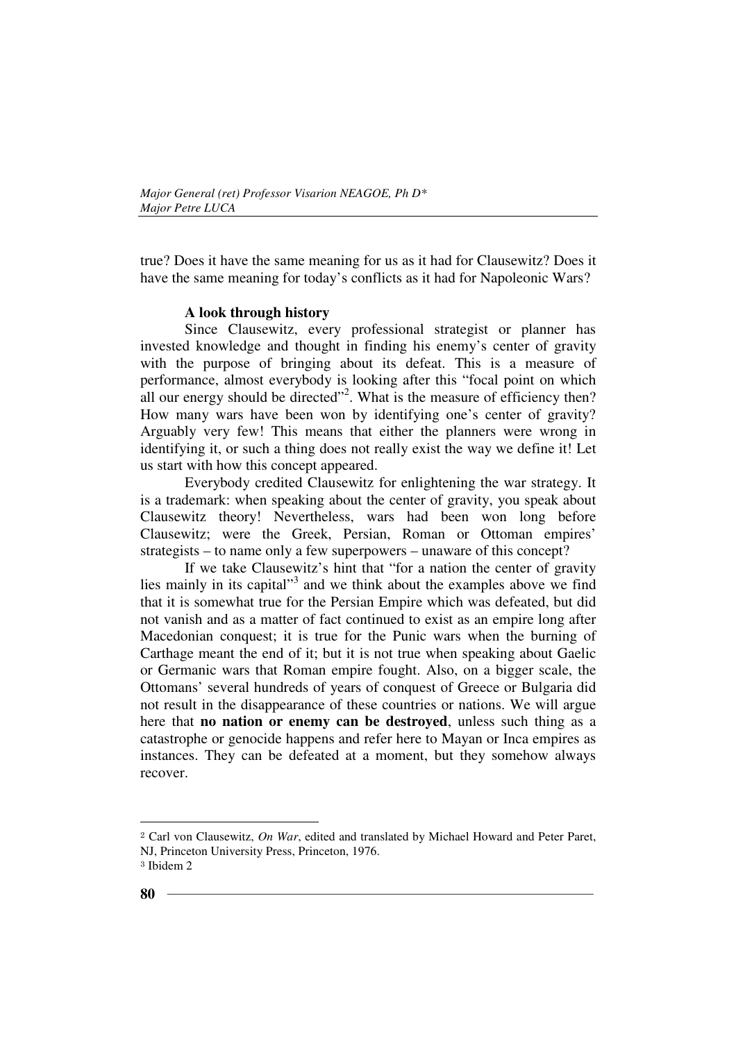true? Does it have the same meaning for us as it had for Clausewitz? Does it have the same meaning for today's conflicts as it had for Napoleonic Wars?

**A look through history**

Since Clausewitz, every professional strategist or planner has invested knowledge and thought in finding his enemy's center of gravity with the purpose of bringing about its defeat. This is a measure of performance, almost everybody is looking after this "focal point on which all our energy should be directed"[2]. What is the measure of efficiency then? How many wars have been won by identifying one's center of gravity? Arguably very few! This means that either the planners were wrong in identifying it, or such a thing does not really exist the way we define it! Let us start with how this concept appeared.

Everybody credited Clausewitz for enlightening the war strategy. It is a trademark: when speaking about the center of gravity, you speak about Clausewitz theory! Nevertheless, wars had been won long before Clausewitz; were the Greek, Persian, Roman or Ottoman empires' strategists – to name only a few superpowers – unaware of this concept?

If we take Clausewitz's hint that "for a nation the center of gravity lies mainly in its capital"[3] and we think about the examples above we find that it is somewhat true for the Persian Empire which was defeated, but did not vanish and as a matter of fact continued to exist as an empire long after Macedonian conquest; it is true for the Punic wars when the burning of Carthage meant the end of it; but it is not true when speaking about Gaelic or Germanic wars that Roman empire fought. Also, on a bigger scale, the Ottomans' several hundreds of years of conquest of Greece or Bulgaria did not result in the disappearance of these countries or nations. We will argue here that **no nation or enemy can be destroyed**, unless such thing as a catastrophe or genocide happens and refer here to Mayan or Inca empires as instances. They can be defeated at a moment, but they somehow always recover.

---

[2] Carl von Clausewitz, *On War*, edited and translated by Michael Howard and Peter Paret, NJ, Princeton University Press, Princeton, 1976.

[3] Ibidem 2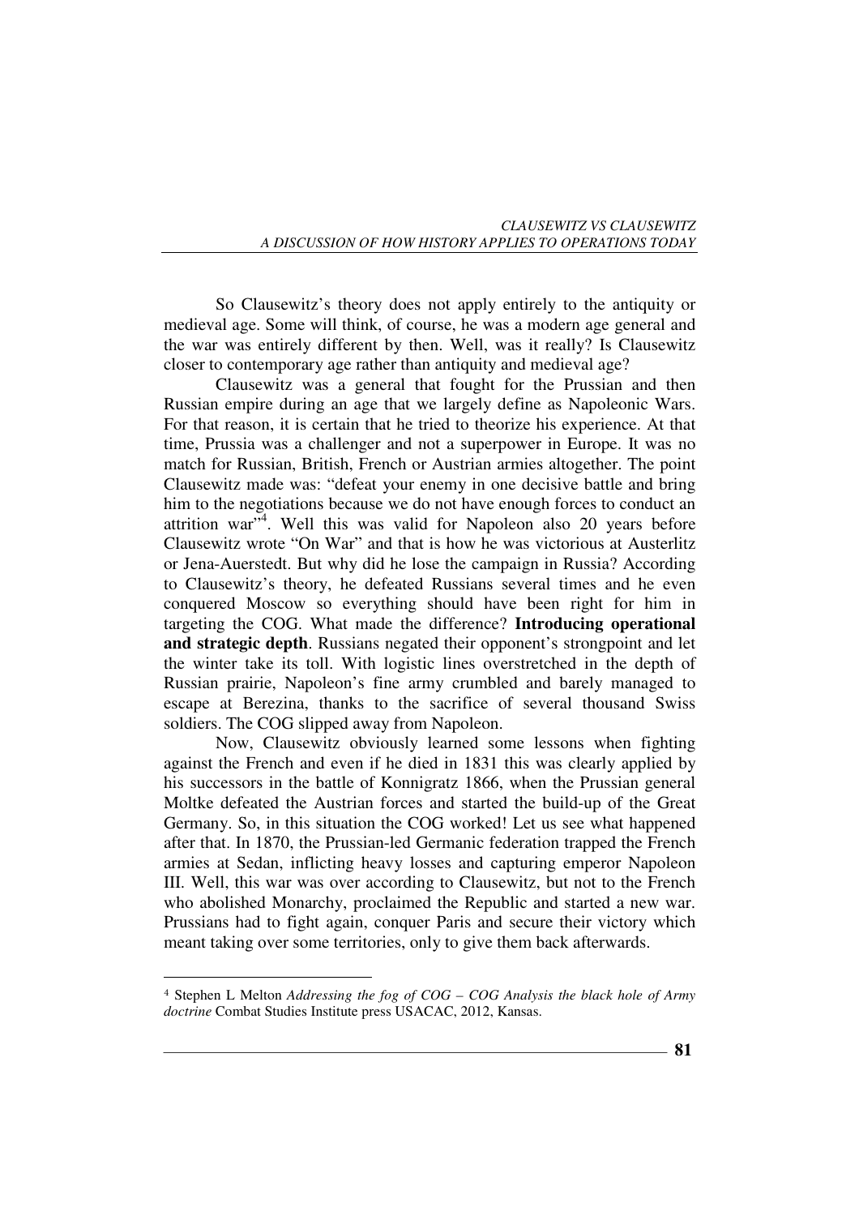So Clausewitz's theory does not apply entirely to the antiquity or medieval age. Some will think, of course, he was a modern age general and the war was entirely different by then. Well, was it really? Is Clausewitz closer to contemporary age rather than antiquity and medieval age?

Clausewitz was a general that fought for the Prussian and then Russian empire during an age that we largely define as Napoleonic Wars. For that reason, it is certain that he tried to theorize his experience. At that time, Prussia was a challenger and not a superpower in Europe. It was no match for Russian, British, French or Austrian armies altogether. The point Clausewitz made was: "defeat your enemy in one decisive battle and bring him to the negotiations because we do not have enough forces to conduct an attrition war"[4]. Well this was valid for Napoleon also 20 years before Clausewitz wrote "On War" and that is how he was victorious at Austerlitz or Jena-Auerstedt. But why did he lose the campaign in Russia? According to Clausewitz's theory, he defeated Russians several times and he even conquered Moscow so everything should have been right for him in targeting the COG. What made the difference? **Introducing operational and strategic depth**. Russians negated their opponent's strongpoint and let the winter take its toll. With logistic lines overstretched in the depth of Russian prairie, Napoleon's fine army crumbled and barely managed to escape at Berezina, thanks to the sacrifice of several thousand Swiss soldiers. The COG slipped away from Napoleon.

Now, Clausewitz obviously learned some lessons when fighting against the French and even if he died in 1831 this was clearly applied by his successors in the battle of Konnigratz 1866, when the Prussian general Moltke defeated the Austrian forces and started the build-up of the Great Germany. So, in this situation the COG worked! Let us see what happened after that. In 1870, the Prussian-led Germanic federation trapped the French armies at Sedan, inflicting heavy losses and capturing emperor Napoleon III. Well, this war was over according to Clausewitz, but not to the French who abolished Monarchy, proclaimed the Republic and started a new war. Prussians had to fight again, conquer Paris and secure their victory which meant taking over some territories, only to give them back afterwards.

---

[4] Stephen L Melton *Addressing the fog of COG – COG Analysis the black hole of Army doctrine* Combat Studies Institute press USACAC, 2012, Kansas.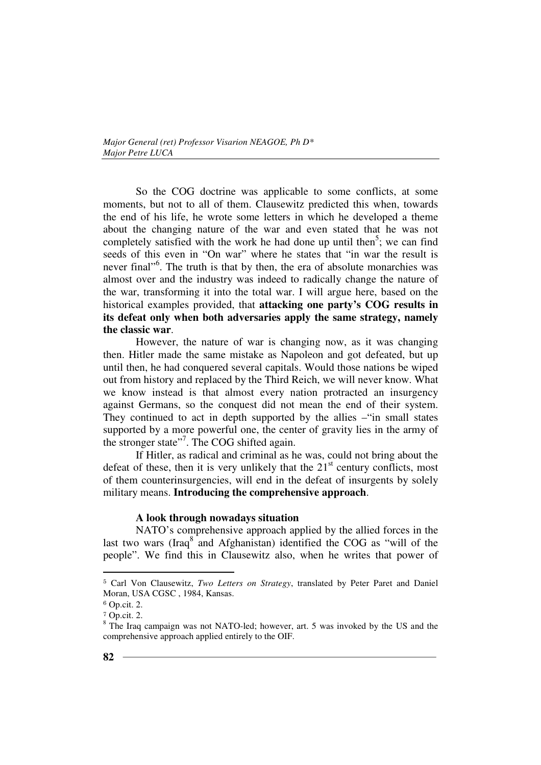So the COG doctrine was applicable to some conflicts, at some moments, but not to all of them. Clausewitz predicted this when, towards the end of his life, he wrote some letters in which he developed a theme about the changing nature of the war and even stated that he was not completely satisfied with the work he had done up until then[5]; we can find seeds of this even in "On war" where he states that "in war the result is never final"[6]. The truth is that by then, the era of absolute monarchies was almost over and the industry was indeed to radically change the nature of the war, transforming it into the total war. I will argue here, based on the historical examples provided, that **attacking one party's COG results in its defeat only when both adversaries apply the same strategy, namely the classic war**.

However, the nature of war is changing now, as it was changing then. Hitler made the same mistake as Napoleon and got defeated, but up until then, he had conquered several capitals. Would those nations be wiped out from history and replaced by the Third Reich, we will never know. What we know instead is that almost every nation protracted an insurgency against Germans, so the conquest did not mean the end of their system. They continued to act in depth supported by the allies –"in small states supported by a more powerful one, the center of gravity lies in the army of the stronger state"[7]. The COG shifted again.

If Hitler, as radical and criminal as he was, could not bring about the defeat of these, then it is very unlikely that the 21st century conflicts, most of them counterinsurgencies, will end in the defeat of insurgents by solely military means. **Introducing the comprehensive approach**.

### A look through nowadays situation

NATO's comprehensive approach applied by the allied forces in the last two wars (Iraq[8] and Afghanistan) identified the COG as "will of the people". We find this in Clausewitz also, when he writes that power of

---

[5] Carl Von Clausewitz, *Two Letters on Strategy*, translated by Peter Paret and Daniel Moran, USA CGSC , 1984, Kansas.

[6] Op.cit. 2.

[7] Op.cit. 2.

[8] The Iraq campaign was not NATO-led; however, art. 5 was invoked by the US and the comprehensive approach applied entirely to the OIF.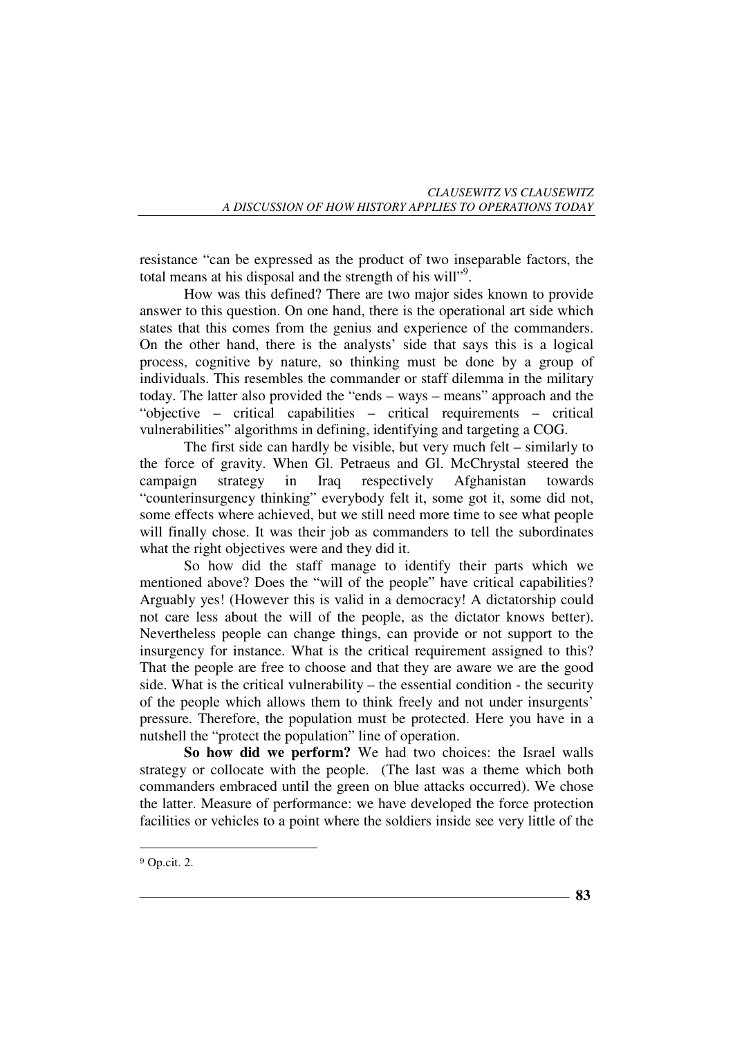resistance "can be expressed as the product of two inseparable factors, the total means at his disposal and the strength of his will"[9].

How was this defined? There are two major sides known to provide answer to this question. On one hand, there is the operational art side which states that this comes from the genius and experience of the commanders. On the other hand, there is the analysts' side that says this is a logical process, cognitive by nature, so thinking must be done by a group of individuals. This resembles the commander or staff dilemma in the military today. The latter also provided the "ends – ways – means" approach and the "objective – critical capabilities – critical requirements – critical vulnerabilities" algorithms in defining, identifying and targeting a COG.

The first side can hardly be visible, but very much felt – similarly to the force of gravity. When Gl. Petraeus and Gl. McChrystal steered the campaign strategy in Iraq respectively Afghanistan towards "counterinsurgency thinking" everybody felt it, some got it, some did not, some effects where achieved, but we still need more time to see what people will finally chose. It was their job as commanders to tell the subordinates what the right objectives were and they did it.

So how did the staff manage to identify their parts which we mentioned above? Does the "will of the people" have critical capabilities? Arguably yes! (However this is valid in a democracy! A dictatorship could not care less about the will of the people, as the dictator knows better). Nevertheless people can change things, can provide or not support to the insurgency for instance. What is the critical requirement assigned to this? That the people are free to choose and that they are aware we are the good side. What is the critical vulnerability – the essential condition - the security of the people which allows them to think freely and not under insurgents' pressure. Therefore, the population must be protected. Here you have in a nutshell the "protect the population" line of operation.

**So how did we perform?** We had two choices: the Israel walls strategy or collocate with the people. (The last was a theme which both commanders embraced until the green on blue attacks occurred). We chose the latter. Measure of performance: we have developed the force protection facilities or vehicles to a point where the soldiers inside see very little of the

---

[9] Op.cit. 2.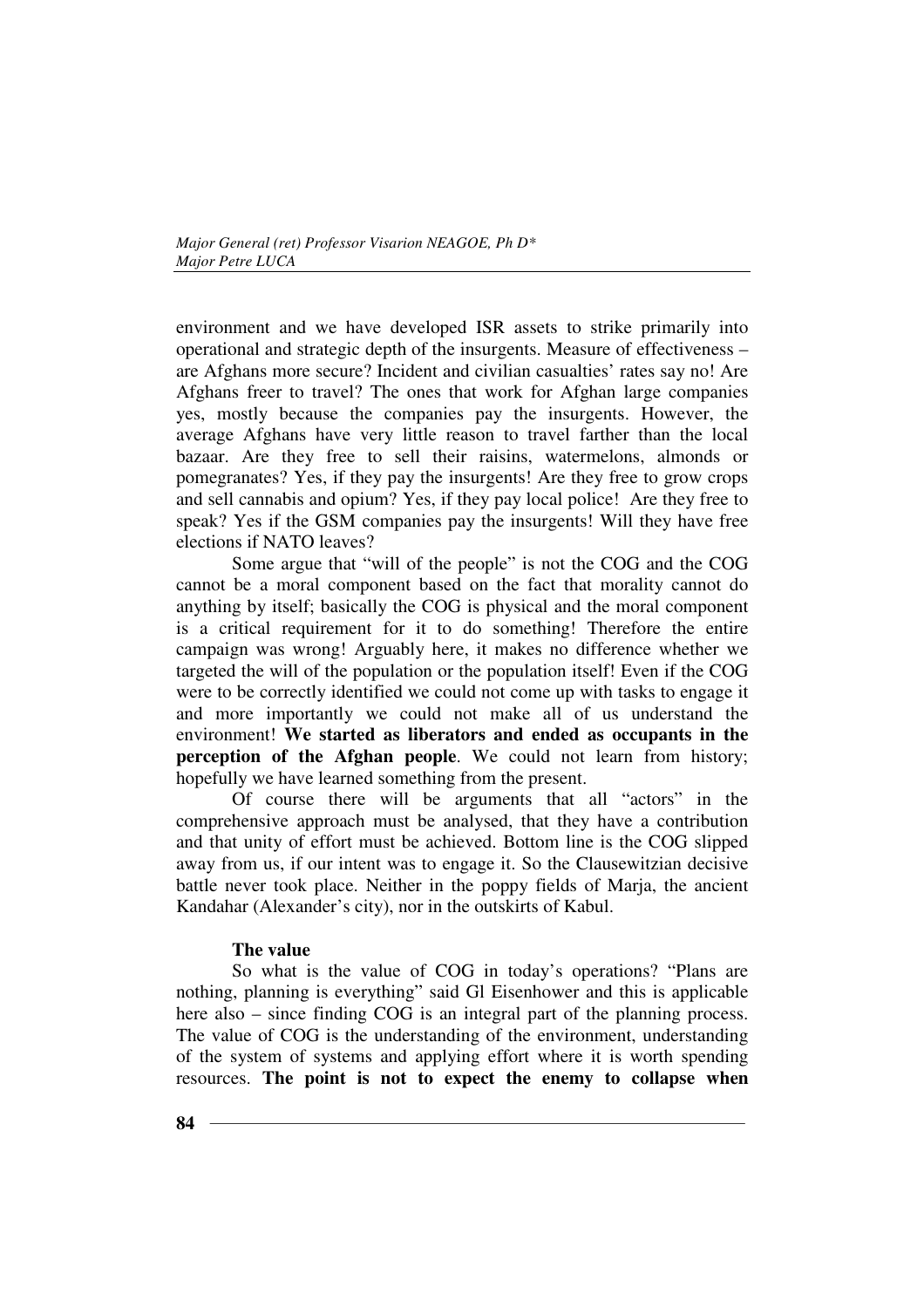environment and we have developed ISR assets to strike primarily into operational and strategic depth of the insurgents. Measure of effectiveness – are Afghans more secure? Incident and civilian casualties' rates say no! Are Afghans freer to travel? The ones that work for Afghan large companies yes, mostly because the companies pay the insurgents. However, the average Afghans have very little reason to travel farther than the local bazaar. Are they free to sell their raisins, watermelons, almonds or pomegranates? Yes, if they pay the insurgents! Are they free to grow crops and sell cannabis and opium? Yes, if they pay local police! Are they free to speak? Yes if the GSM companies pay the insurgents! Will they have free elections if NATO leaves?

Some argue that "will of the people" is not the COG and the COG cannot be a moral component based on the fact that morality cannot do anything by itself; basically the COG is physical and the moral component is a critical requirement for it to do something! Therefore the entire campaign was wrong! Arguably here, it makes no difference whether we targeted the will of the population or the population itself! Even if the COG were to be correctly identified we could not come up with tasks to engage it and more importantly we could not make all of us understand the environment! **We started as liberators and ended as occupants in the perception of the Afghan people**. We could not learn from history; hopefully we have learned something from the present.

Of course there will be arguments that all "actors" in the comprehensive approach must be analysed, that they have a contribution and that unity of effort must be achieved. Bottom line is the COG slipped away from us, if our intent was to engage it. So the Clausewitzian decisive battle never took place. Neither in the poppy fields of Marja, the ancient Kandahar (Alexander's city), nor in the outskirts of Kabul.

### The value

So what is the value of COG in today's operations? "Plans are nothing, planning is everything" said Gl Eisenhower and this is applicable here also – since finding COG is an integral part of the planning process. The value of COG is the understanding of the environment, understanding of the system of systems and applying effort where it is worth spending resources. **The point is not to expect the enemy to collapse when**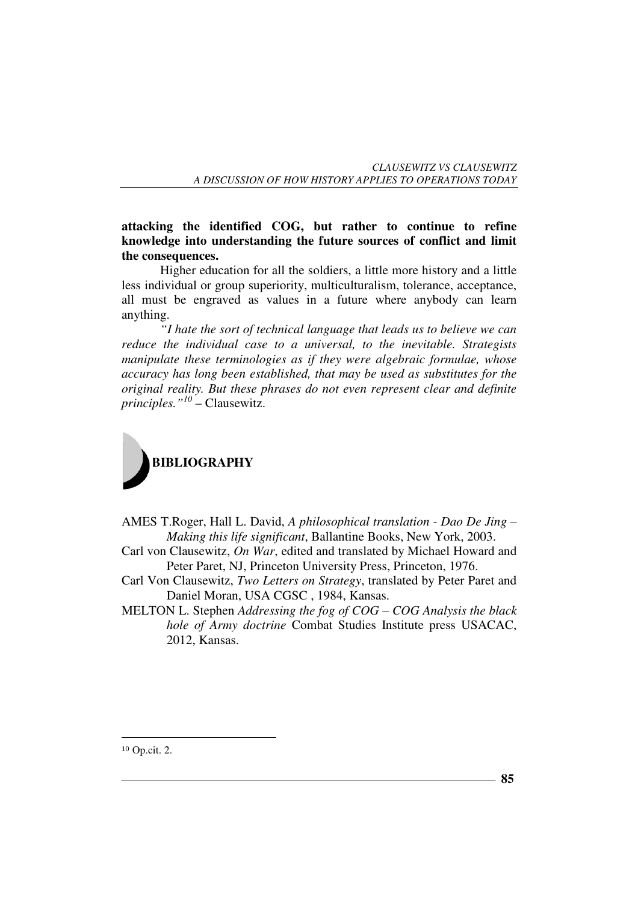**attacking the identified COG, but rather to continue to refine knowledge into understanding the future sources of conflict and limit the consequences.**

Higher education for all the soldiers, a little more history and a little less individual or group superiority, multiculturalism, tolerance, acceptance, all must be engraved as values in a future where anybody can learn anything.

*"I hate the sort of technical language that leads us to believe we can reduce the individual case to a universal, to the inevitable. Strategists manipulate these terminologies as if they were algebraic formulae, whose accuracy has long been established, that may be used as substitutes for the original reality. But these phrases do not even represent clear and definite principles."*[10] – Clausewitz.

## BIBLIOGRAPHY

AMES T.Roger, Hall L. David, *A philosophical translation - Dao De Jing – Making this life significant*, Ballantine Books, New York, 2003.

Carl von Clausewitz, *On War*, edited and translated by Michael Howard and Peter Paret, NJ, Princeton University Press, Princeton, 1976.

Carl Von Clausewitz, *Two Letters on Strategy*, translated by Peter Paret and Daniel Moran, USA CGSC , 1984, Kansas.

MELTON L. Stephen *Addressing the fog of COG – COG Analysis the black hole of Army doctrine* Combat Studies Institute press USACAC, 2012, Kansas.

---

[10] Op.cit. 2.